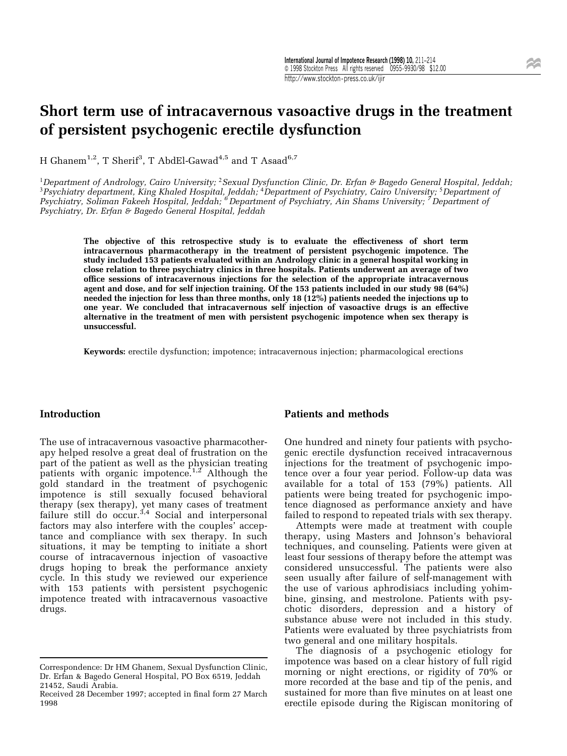# Short term use of intracavernous vasoactive drugs in the treatment of persistent psychogenic erectile dysfunction

H Ghanem[1,2], T Sherif[3], T AbdEl-Gawad[4,5] and T Asaad[6,7]

[1]*Department of Andrology, Cairo University;* [2]*Sexual Dysfunction Clinic, Dr. Erfan & Bagedo General Hospital, Jeddah;* [3]*Psychiatry department, King Khaled Hospital, Jeddah;* [4]*Department of Psychiatry, Cairo University;* [5]*Department of Psychiatry, Soliman Fakeeh Hospital, Jeddah;* [6]*Department of Psychiatry, Ain Shams University;* [7]*Department of Psychiatry, Dr. Erfan & Bagedo General Hospital, Jeddah*

**The objective of this retrospective study is to evaluate the effectiveness of short term intracavernous pharmacotherapy in the treatment of persistent psychogenic impotence. The study included 153 patients evaluated within an Andrology clinic in a general hospital working in close relation to three psychiatry clinics in three hospitals. Patients underwent an average of two office sessions of intracavernous injections for the selection of the appropriate intracavernous agent and dose, and for self injection training. Of the 153 patients included in our study 98 (64%) needed the injection for less than three months, only 18 (12%) patients needed the injections up to one year. We concluded that intracavernous self injection of vasoactive drugs is an effective alternative in the treatment of men with persistent psychogenic impotence when sex therapy is unsuccessful.**

**Keywords:** erectile dysfunction; impotence; intracavernous injection; pharmacological erections

## Introduction

The use of intracavernous vasoactive pharmacotherapy helped resolve a great deal of frustration on the part of the patient as well as the physician treating patients with organic impotence.[1,2] Although the gold standard in the treatment of psychogenic impotence is still sexually focused behavioral therapy (sex therapy), yet many cases of treatment failure still do occur.[3,4] Social and interpersonal factors may also interfere with the couples' acceptance and compliance with sex therapy. In such situations, it may be tempting to initiate a short course of intracavernous injection of vasoactive drugs hoping to break the performance anxiety cycle. In this study we reviewed our experience with 153 patients with persistent psychogenic impotence treated with intracavernous vasoactive drugs.

## Patients and methods

One hundred and ninety four patients with psychogenic erectile dysfunction received intracavernous injections for the treatment of psychogenic impotence over a four year period. Follow-up data was available for a total of 153 (79%) patients. All patients were being treated for psychogenic impotence diagnosed as performance anxiety and have failed to respond to repeated trials with sex therapy.

Attempts were made at treatment with couple therapy, using Masters and Johnson's behavioral techniques, and counseling. Patients were given at least four sessions of therapy before the attempt was considered unsuccessful. The patients were also seen usually after failure of self-management with the use of various aphrodisiacs including yohimbine, ginsing, and mestrolone. Patients with psychotic disorders, depression and a history of substance abuse were not included in this study. Patients were evaluated by three psychiatrists from two general and one military hospitals.

The diagnosis of a psychogenic etiology for impotence was based on a clear history of full rigid morning or night erections, or rigidity of 70% or more recorded at the base and tip of the penis, and sustained for more than five minutes on at least one erectile episode during the Rigiscan monitoring of

Correspondence: Dr HM Ghanem, Sexual Dysfunction Clinic, Dr. Erfan & Bagedo General Hospital, PO Box 6519, Jeddah 21452, Saudi Arabia.

Received 28 December 1997; accepted in final form 27 March 1998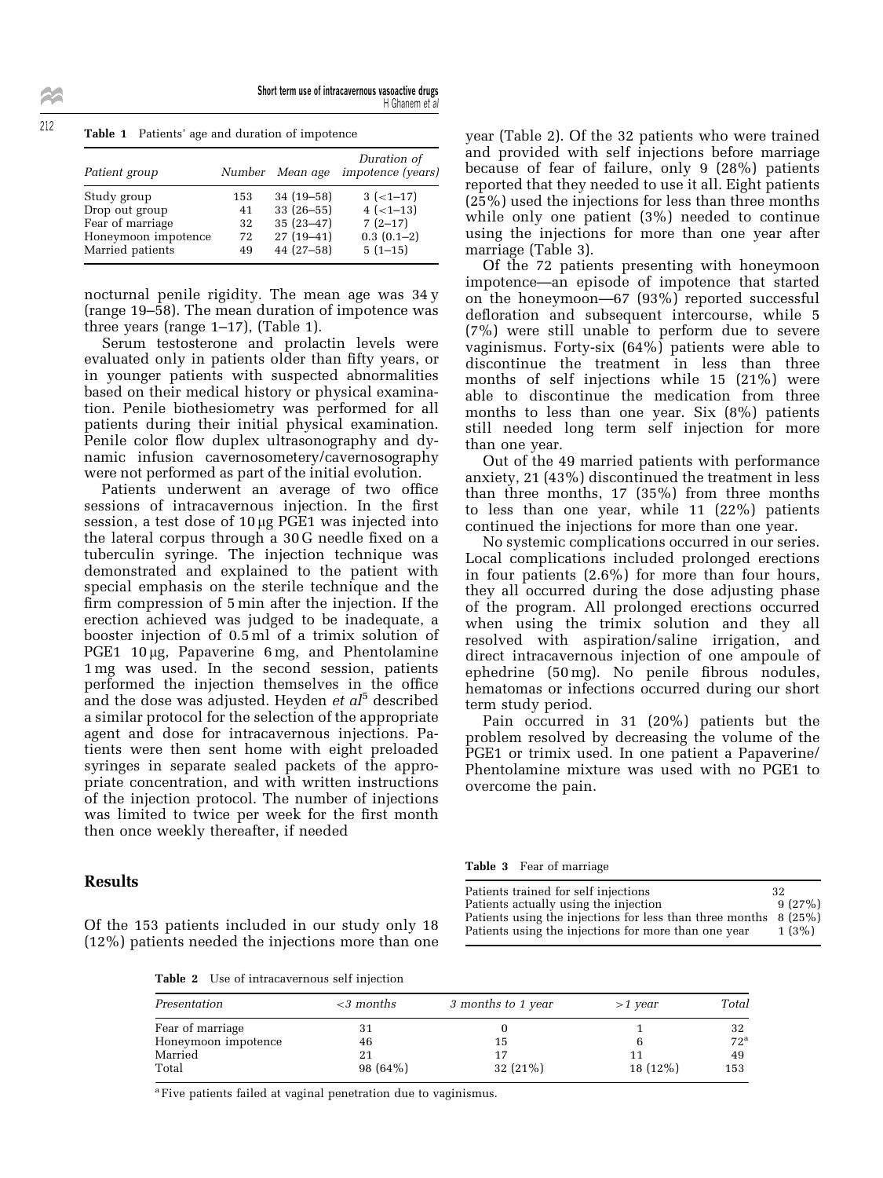**Table 1** Patients' age and duration of impotence

| Patient group | Number | Mean age | Duration of impotence (years) |
|---|---|---|---|
| Study group | 153 | 34 (19–58) | 3 (<1–17) |
| Drop out group | 41 | 33 (26–55) | 4 (<1–13) |
| Fear of marriage | 32 | 35 (23–47) | 7 (2–17) |
| Honeymoon impotence | 72 | 27 (19–41) | 0.3 (0.1–2) |
| Married patients | 49 | 44 (27–58) | 5 (1–15) |

nocturnal penile rigidity. The mean age was 34 y (range 19–58). The mean duration of impotence was three years (range 1–17), (Table 1).

Serum testosterone and prolactin levels were evaluated only in patients older than fifty years, or in younger patients with suspected abnormalities based on their medical history or physical examination. Penile biothesiometry was performed for all patients during their initial physical examination. Penile color flow duplex ultrasonography and dynamic infusion cavernosometery/cavernosography were not performed as part of the initial evolution.

Patients underwent an average of two office sessions of intracavernous injection. In the first session, a test dose of 10 μg PGE1 was injected into the lateral corpus through a 30 G needle fixed on a tuberculin syringe. The injection technique was demonstrated and explained to the patient with special emphasis on the sterile technique and the firm compression of 5 min after the injection. If the erection achieved was judged to be inadequate, a booster injection of 0.5 ml of a trimix solution of PGE1 10 μg, Papaverine 6 mg, and Phentolamine 1 mg was used. In the second session, patients performed the injection themselves in the office and the dose was adjusted. Heyden *et al*[5] described a similar protocol for the selection of the appropriate agent and dose for intracavernous injections. Patients were then sent home with eight preloaded syringes in separate sealed packets of the appropriate concentration, and with written instructions of the injection protocol. The number of injections was limited to twice per week for the first month then once weekly thereafter, if needed

## Results

Of the 153 patients included in our study only 18 (12%) patients needed the injections more than one year (Table 2). Of the 32 patients who were trained and provided with self injections before marriage because of fear of failure, only 9 (28%) patients reported that they needed to use it all. Eight patients (25%) used the injections for less than three months while only one patient (3%) needed to continue using the injections for more than one year after marriage (Table 3).

Of the 72 patients presenting with honeymoon impotence—an episode of impotence that started on the honeymoon—67 (93%) reported successful defloration and subsequent intercourse, while 5 (7%) were still unable to perform due to severe vaginismus. Forty-six (64%) patients were able to discontinue the treatment in less than three months of self injections while 15 (21%) were able to discontinue the medication from three months to less than one year. Six (8%) patients still needed long term self injection for more than one year.

Out of the 49 married patients with performance anxiety, 21 (43%) discontinued the treatment in less than three months, 17 (35%) from three months to less than one year, while 11 (22%) patients continued the injections for more than one year.

No systemic complications occurred in our series. Local complications included prolonged erections in four patients (2.6%) for more than four hours, they all occurred during the dose adjusting phase of the program. All prolonged erections occurred when using the trimix solution and they all resolved with aspiration/saline irrigation, and direct intracavernous injection of one ampoule of ephedrine (50 mg). No penile fibrous nodules, hematomas or infections occurred during our short term study period.

Pain occurred in 31 (20%) patients but the problem resolved by decreasing the volume of the PGE1 or trimix used. In one patient a Papaverine/Phentolamine mixture was used with no PGE1 to overcome the pain.

**Table 2** Use of intracavernous self injection

| Presentation | <3 months | 3 months to 1 year | >1 year | Total |
|---|---|---|---|---|
| Fear of marriage | 31 | 0 | 1 | 32 |
| Honeymoon impotence | 46 | 15 | 6 | 72[a] |
| Married | 21 | 17 | 11 | 49 |
| Total | 98 (64%) | 32 (21%) | 18 (12%) | 153 |

[a] Five patients failed at vaginal penetration due to vaginismus.

**Table 3** Fear of marriage

| | |
|---|---|
| Patients trained for self injections | 32 |
| Patients actually using the injection | 9 (27%) |
| Patients using the injections for less than three months | 8 (25%) |
| Patients using the injections for more than one year | 1 (3%) |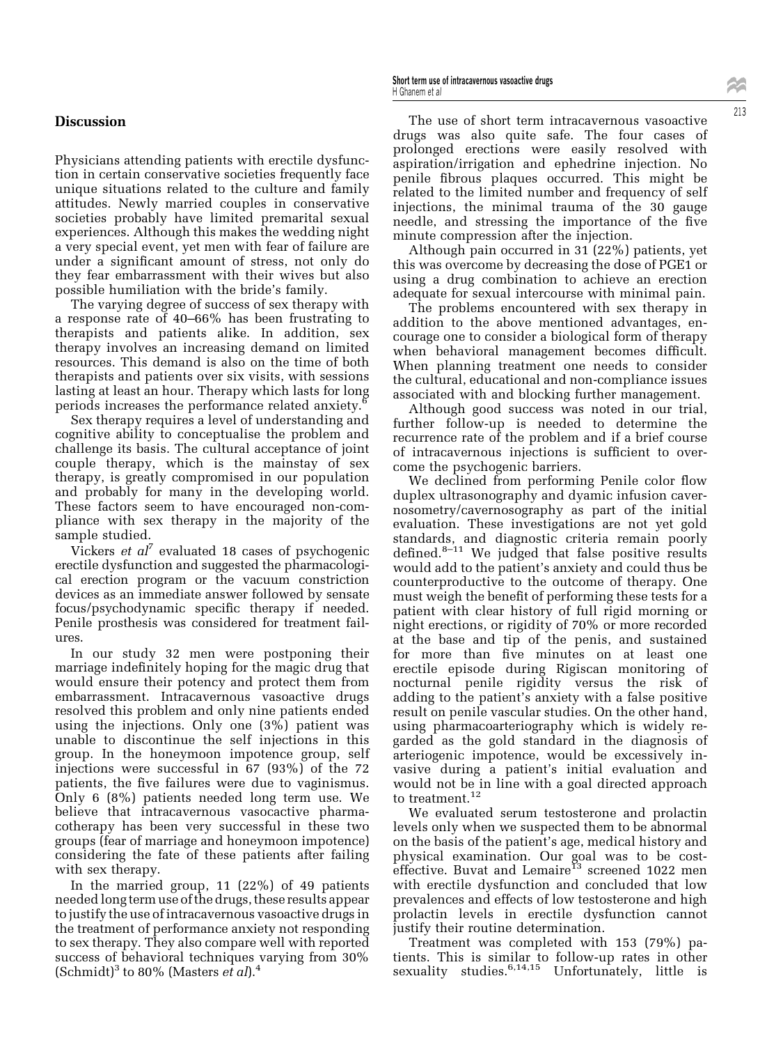## Discussion

Physicians attending patients with erectile dysfunction in certain conservative societies frequently face unique situations related to the culture and family attitudes. Newly married couples in conservative societies probably have limited premarital sexual experiences. Although this makes the wedding night a very special event, yet men with fear of failure are under a significant amount of stress, not only do they fear embarrassment with their wives but also possible humiliation with the bride's family.

The varying degree of success of sex therapy with a response rate of 40–66% has been frustrating to therapists and patients alike. In addition, sex therapy involves an increasing demand on limited resources. This demand is also on the time of both therapists and patients over six visits, with sessions lasting at least an hour. Therapy which lasts for long periods increases the performance related anxiety.[6]

Sex therapy requires a level of understanding and cognitive ability to conceptualise the problem and challenge its basis. The cultural acceptance of joint couple therapy, which is the mainstay of sex therapy, is greatly compromised in our population and probably for many in the developing world. These factors seem to have encouraged non-compliance with sex therapy in the majority of the sample studied.

Vickers *et al*[7] evaluated 18 cases of psychogenic erectile dysfunction and suggested the pharmacological erection program or the vacuum constriction devices as an immediate answer followed by sensate focus/psychodynamic specific therapy if needed. Penile prosthesis was considered for treatment failures.

In our study 32 men were postponing their marriage indefinitely hoping for the magic drug that would ensure their potency and protect them from embarrassment. Intracavernous vasoactive drugs resolved this problem and only nine patients ended using the injections. Only one (3%) patient was unable to discontinue the self injections in this group. In the honeymoon impotence group, self injections were successful in 67 (93%) of the 72 patients, the five failures were due to vaginismus. Only 6 (8%) patients needed long term use. We believe that intracavernous vasocactive pharmacotherapy has been very successful in these two groups (fear of marriage and honeymoon impotence) considering the fate of these patients after failing with sex therapy.

In the married group, 11 (22%) of 49 patients needed long term use of the drugs, these results appear to justify the use of intracavernous vasoactive drugs in the treatment of performance anxiety not responding to sex therapy. They also compare well with reported success of behavioral techniques varying from 30% (Schmidt)[3] to 80% (Masters *et al*).[4]

The use of short term intracavernous vasoactive drugs was also quite safe. The four cases of prolonged erections were easily resolved with aspiration/irrigation and ephedrine injection. No penile fibrous plaques occurred. This might be related to the limited number and frequency of self injections, the minimal trauma of the 30 gauge needle, and stressing the importance of the five minute compression after the injection.

Although pain occurred in 31 (22%) patients, yet this was overcome by decreasing the dose of PGE1 or using a drug combination to achieve an erection adequate for sexual intercourse with minimal pain.

The problems encountered with sex therapy in addition to the above mentioned advantages, encourage one to consider a biological form of therapy when behavioral management becomes difficult. When planning treatment one needs to consider the cultural, educational and non-compliance issues associated with and blocking further management.

Although good success was noted in our trial, further follow-up is needed to determine the recurrence rate of the problem and if a brief course of intracavernous injections is sufficient to overcome the psychogenic barriers.

We declined from performing Penile color flow duplex ultrasonography and dyamic infusion cavernosometry/cavernosography as part of the initial evaluation. These investigations are not yet gold standards, and diagnostic criteria remain poorly defined.[8–11] We judged that false positive results would add to the patient's anxiety and could thus be counterproductive to the outcome of therapy. One must weigh the benefit of performing these tests for a patient with clear history of full rigid morning or night erections, or rigidity of 70% or more recorded at the base and tip of the penis, and sustained for more than five minutes on at least one erectile episode during Rigiscan monitoring of nocturnal penile rigidity versus the risk of adding to the patient's anxiety with a false positive result on penile vascular studies. On the other hand, using pharmacoarteriography which is widely regarded as the gold standard in the diagnosis of arteriogenic impotence, would be excessively invasive during a patient's initial evaluation and would not be in line with a goal directed approach to treatment.[12]

We evaluated serum testosterone and prolactin levels only when we suspected them to be abnormal on the basis of the patient's age, medical history and physical examination. Our goal was to be cost-effective. Buvat and Lemaire[13] screened 1022 men with erectile dysfunction and concluded that low prevalences and effects of low testosterone and high prolactin levels in erectile dysfunction cannot justify their routine determination.

Treatment was completed with 153 (79%) patients. This is similar to follow-up rates in other sexuality studies.[6,14,15] Unfortunately, little is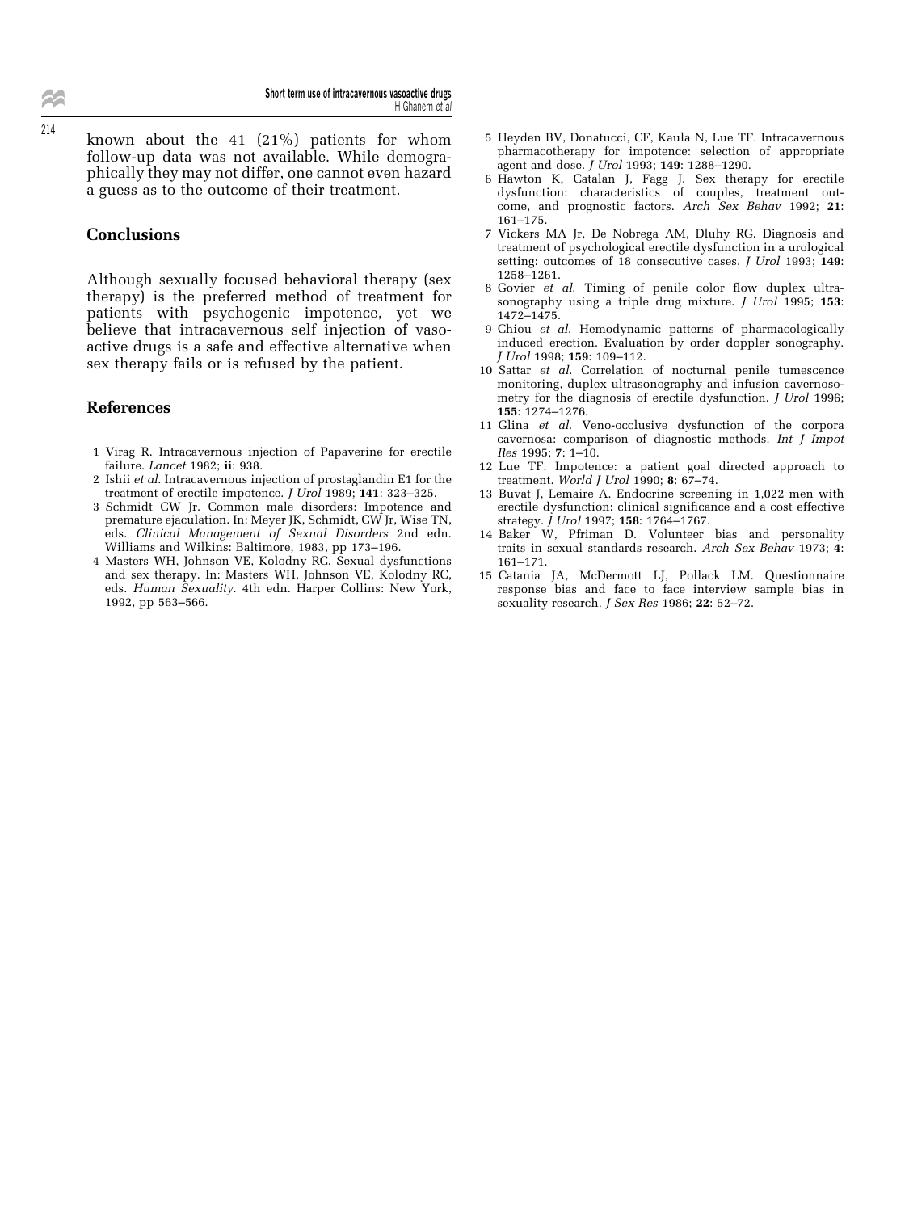known about the 41 (21%) patients for whom follow-up data was not available. While demographically they may not differ, one cannot even hazard a guess as to the outcome of their treatment.

## Conclusions

Although sexually focused behavioral therapy (sex therapy) is the preferred method of treatment for patients with psychogenic impotence, yet we believe that intracavernous self injection of vasoactive drugs is a safe and effective alternative when sex therapy fails or is refused by the patient.

## References

1 Virag R. Intracavernous injection of Papaverine for erectile failure. *Lancet* 1982; **ii**: 938.
2 Ishii *et al*. Intracavernous injection of prostaglandin E1 for the treatment of erectile impotence. *J Urol* 1989; **141**: 323–325.
3 Schmidt CW Jr. Common male disorders: Impotence and premature ejaculation. In: Meyer JK, Schmidt, CW Jr, Wise TN, eds. *Clinical Management of Sexual Disorders* 2nd edn. Williams and Wilkins: Baltimore, 1983, pp 173–196.
4 Masters WH, Johnson VE, Kolodny RC. Sexual dysfunctions and sex therapy. In: Masters WH, Johnson VE, Kolodny RC, eds. *Human Sexuality*. 4th edn. Harper Collins: New York, 1992, pp 563–566.
5 Heyden BV, Donatucci, CF, Kaula N, Lue TF. Intracavernous pharmacotherapy for impotence: selection of appropriate agent and dose. *J Urol* 1993; **149**: 1288–1290.
6 Hawton K, Catalan J, Fagg J. Sex therapy for erectile dysfunction: characteristics of couples, treatment outcome, and prognostic factors. *Arch Sex Behav* 1992; **21**: 161–175.
7 Vickers MA Jr, De Nobrega AM, Dluhy RG. Diagnosis and treatment of psychological erectile dysfunction in a urological setting: outcomes of 18 consecutive cases. *J Urol* 1993; **149**: 1258–1261.
8 Govier *et al*. Timing of penile color flow duplex ultrasonography using a triple drug mixture. *J Urol* 1995; **153**: 1472–1475.
9 Chiou *et al*. Hemodynamic patterns of pharmacologically induced erection. Evaluation by order doppler sonography. *J Urol* 1998; **159**: 109–112.
10 Sattar *et al*. Correlation of nocturnal penile tumescence monitoring, duplex ultrasonography and infusion cavernosometry for the diagnosis of erectile dysfunction. *J Urol* 1996; **155**: 1274–1276.
11 Glina *et al*. Veno-occlusive dysfunction of the corpora cavernosa: comparison of diagnostic methods. *Int J Impot Res* 1995; **7**: 1–10.
12 Lue TF. Impotence: a patient goal directed approach to treatment. *World J Urol* 1990; **8**: 67–74.
13 Buvat J, Lemaire A. Endocrine screening in 1,022 men with erectile dysfunction: clinical significance and a cost effective strategy. *J Urol* 1997; **158**: 1764–1767.
14 Baker W, Pfriman D. Volunteer bias and personality traits in sexual standards research. *Arch Sex Behav* 1973; **4**: 161–171.
15 Catania JA, McDermott LJ, Pollack LM. Questionnaire response bias and face to face interview sample bias in sexuality research. *J Sex Res* 1986; **22**: 52–72.